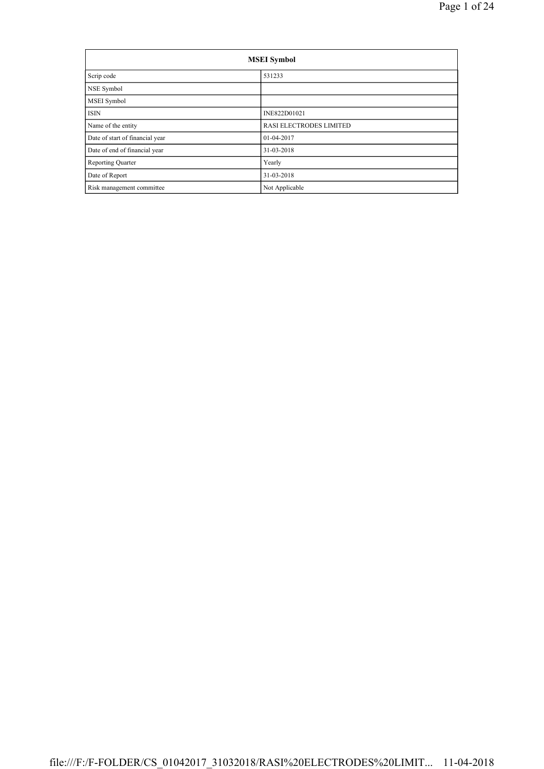| MSEI Symbol | |
|---|---|
| Scrip code | 531233 |
| NSE Symbol | |
| MSEI Symbol | |
| ISIN | INE822D01021 |
| Name of the entity | RASI ELECTRODES LIMITED |
| Date of start of financial year | 01-04-2017 |
| Date of end of financial year | 31-03-2018 |
| Reporting Quarter | Yearly |
| Date of Report | 31-03-2018 |
| Risk management committee | Not Applicable |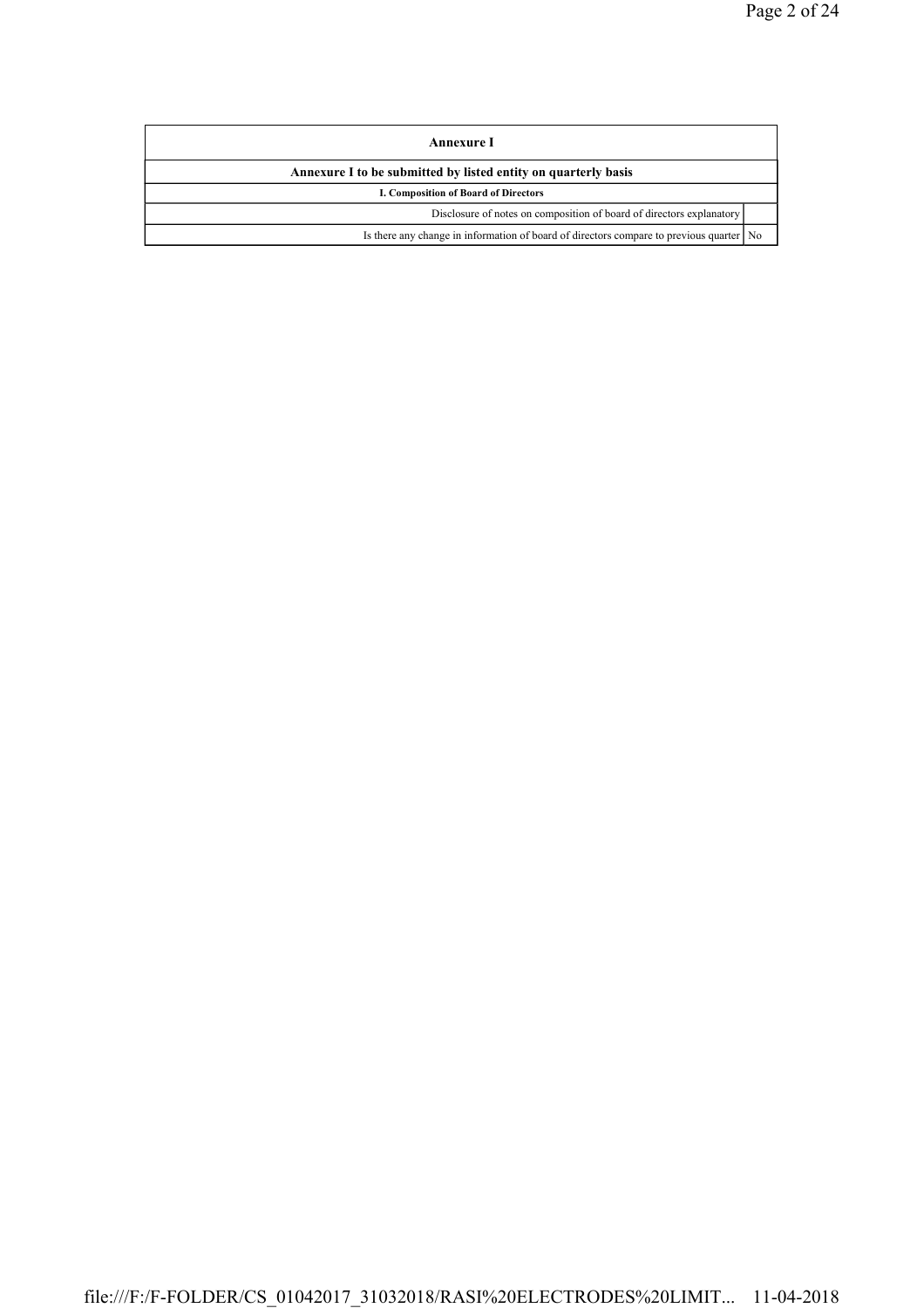| Annexure I | |
|---|---|
| **Annexure I to be submitted by listed entity on quarterly basis** | |
| **I. Composition of Board of Directors** | |
| Disclosure of notes on composition of board of directors explanatory | |
| Is there any change in information of board of directors compare to previous quarter | No |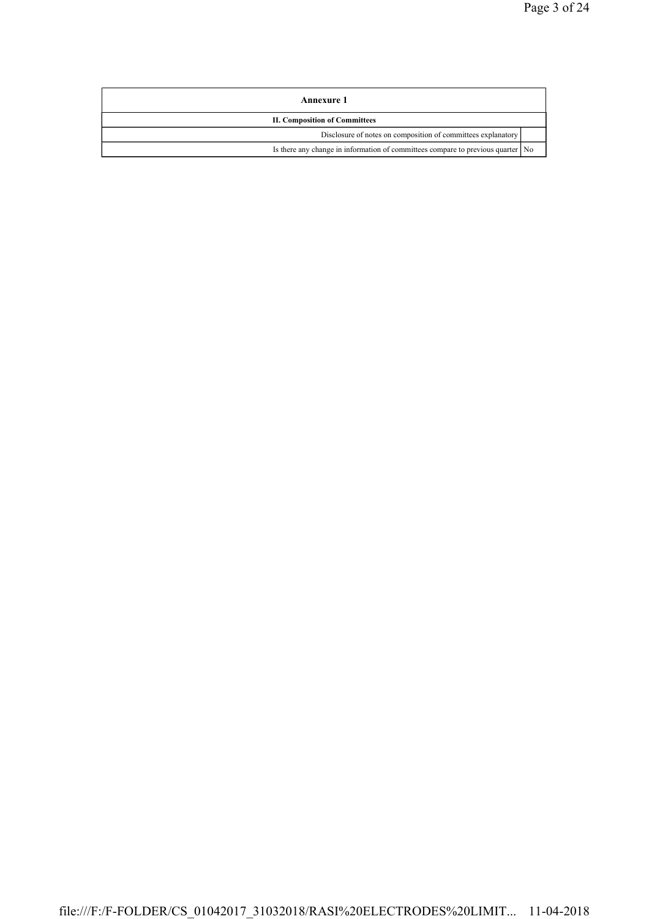| Annexure 1 | |
|---|---|
| **II. Composition of Committees** | |
| Disclosure of notes on composition of committees explanatory | |
| Is there any change in information of committees compare to previous quarter | No |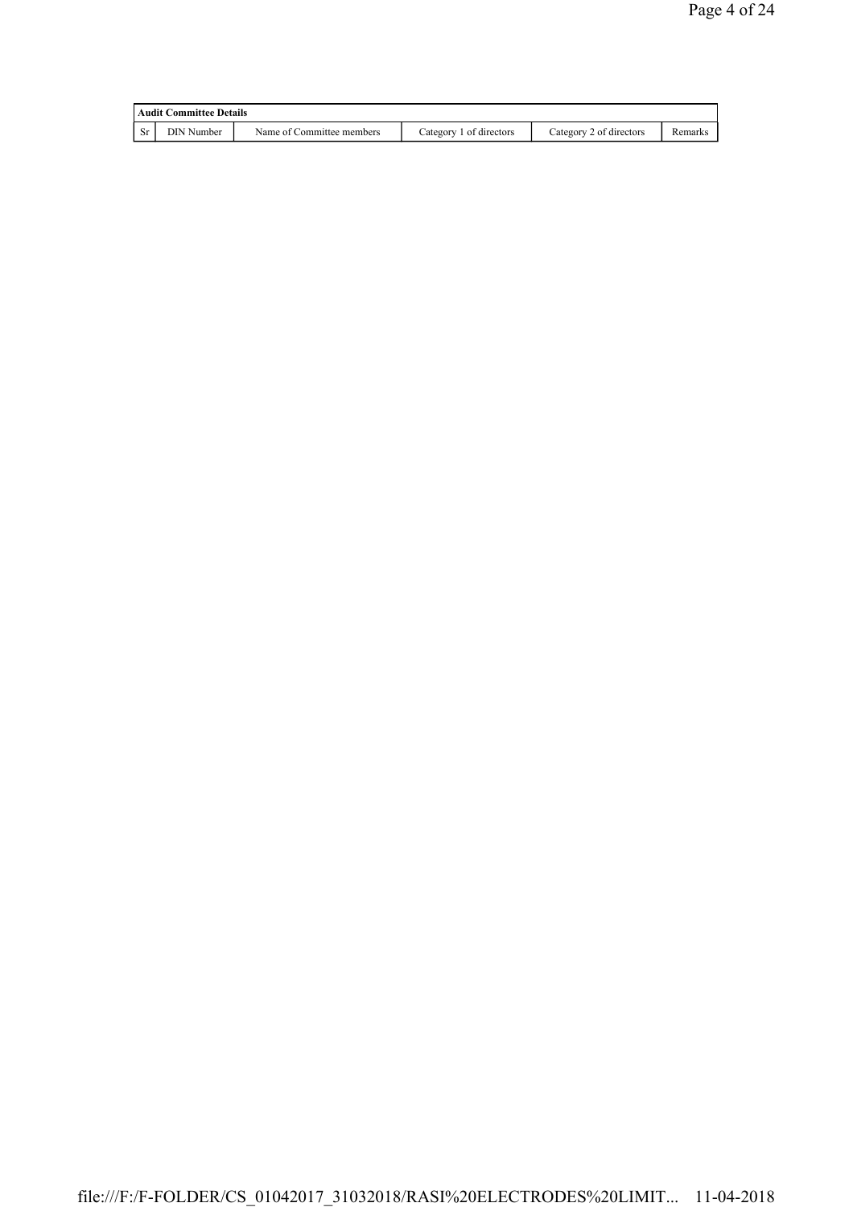| Audit Committee Details | | | | | |
|---|---|---|---|---|---|
| Sr | DIN Number | Name of Committee members | Category 1 of directors | Category 2 of directors | Remarks |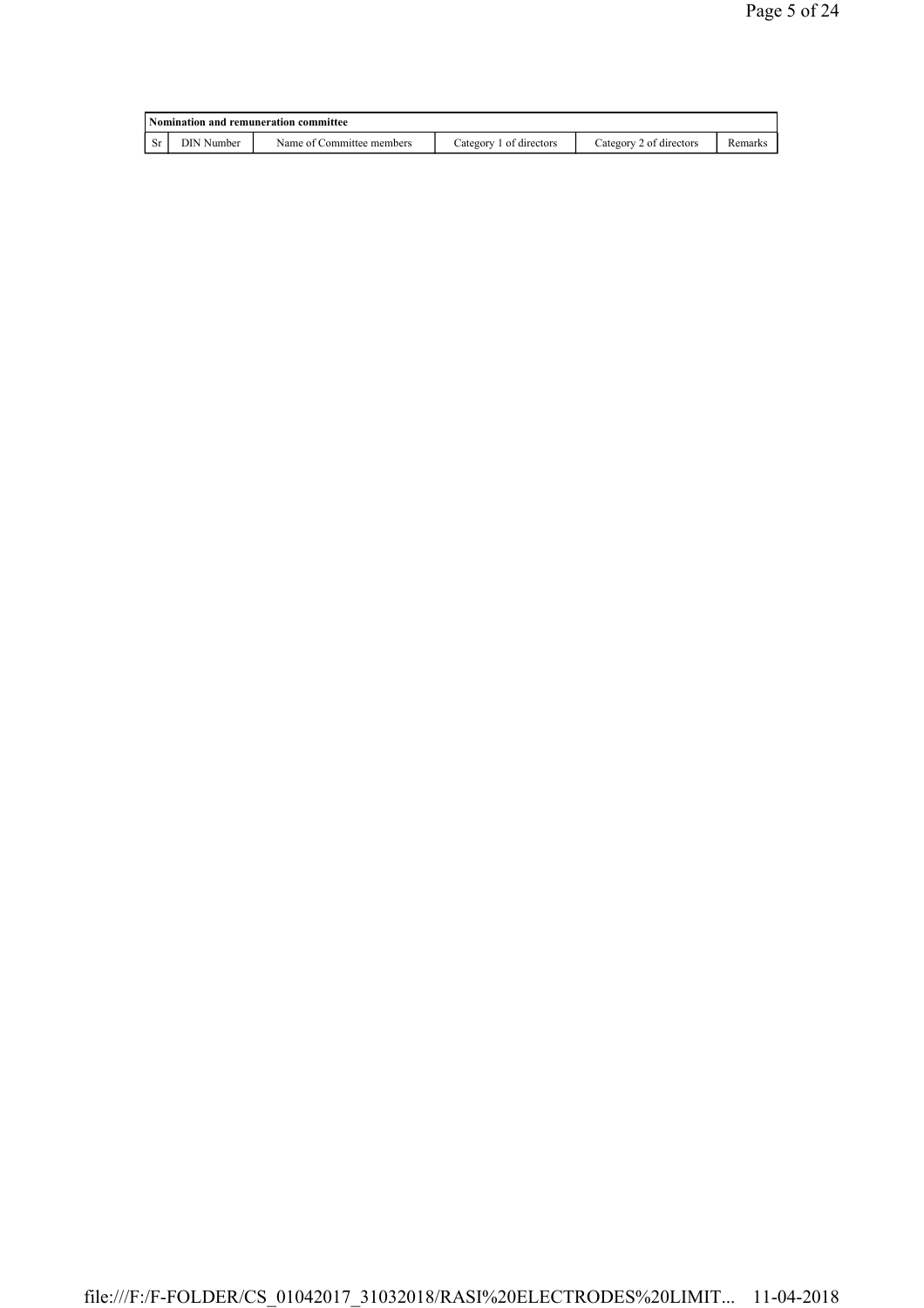| Nomination and remuneration committee | | | | | |
|---|---|---|---|---|---|
| Sr | DIN Number | Name of Committee members | Category 1 of directors | Category 2 of directors | Remarks |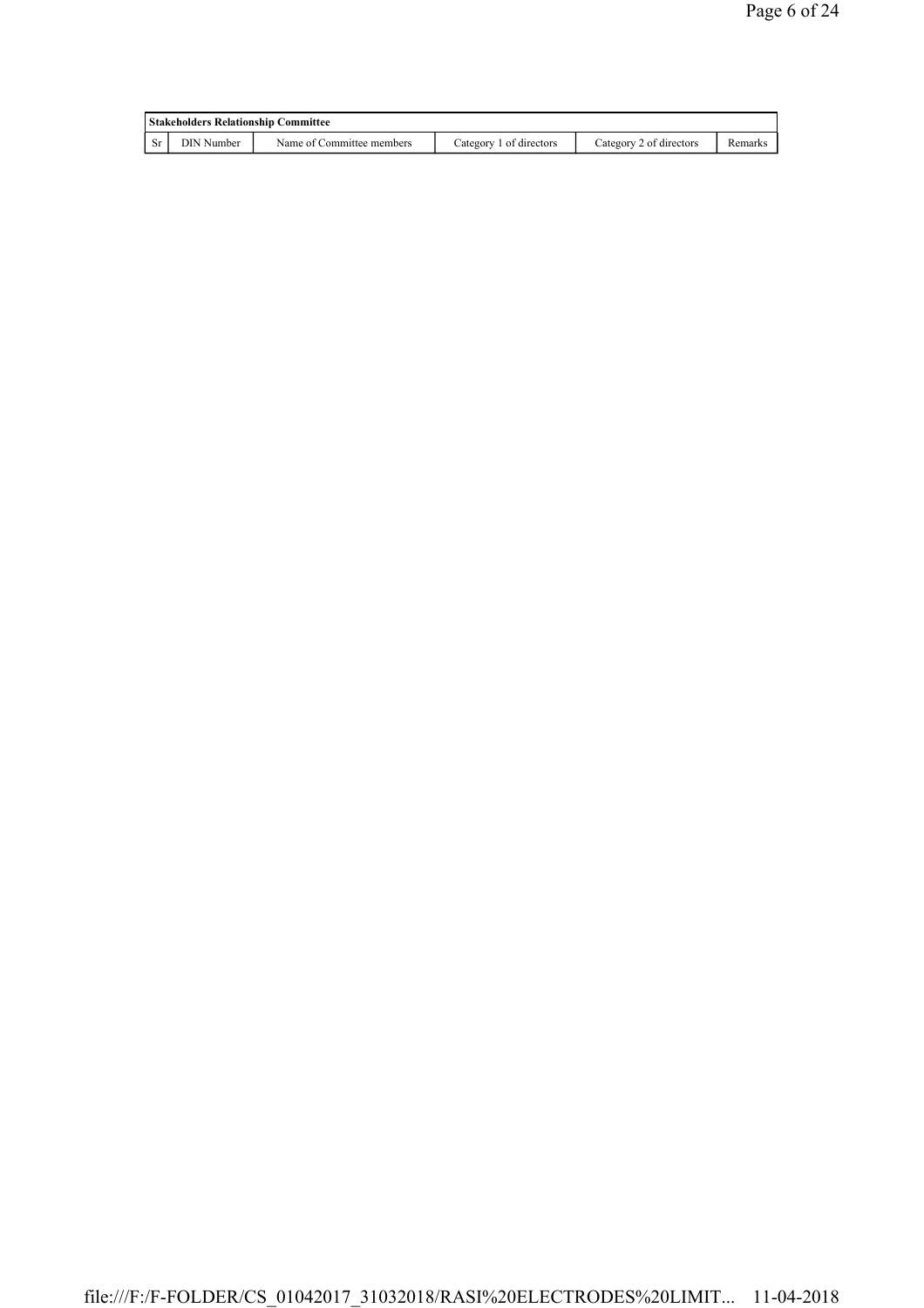| Stakeholders Relationship Committee | | | | | |
|---|---|---|---|---|---|
| Sr | DIN Number | Name of Committee members | Category 1 of directors | Category 2 of directors | Remarks |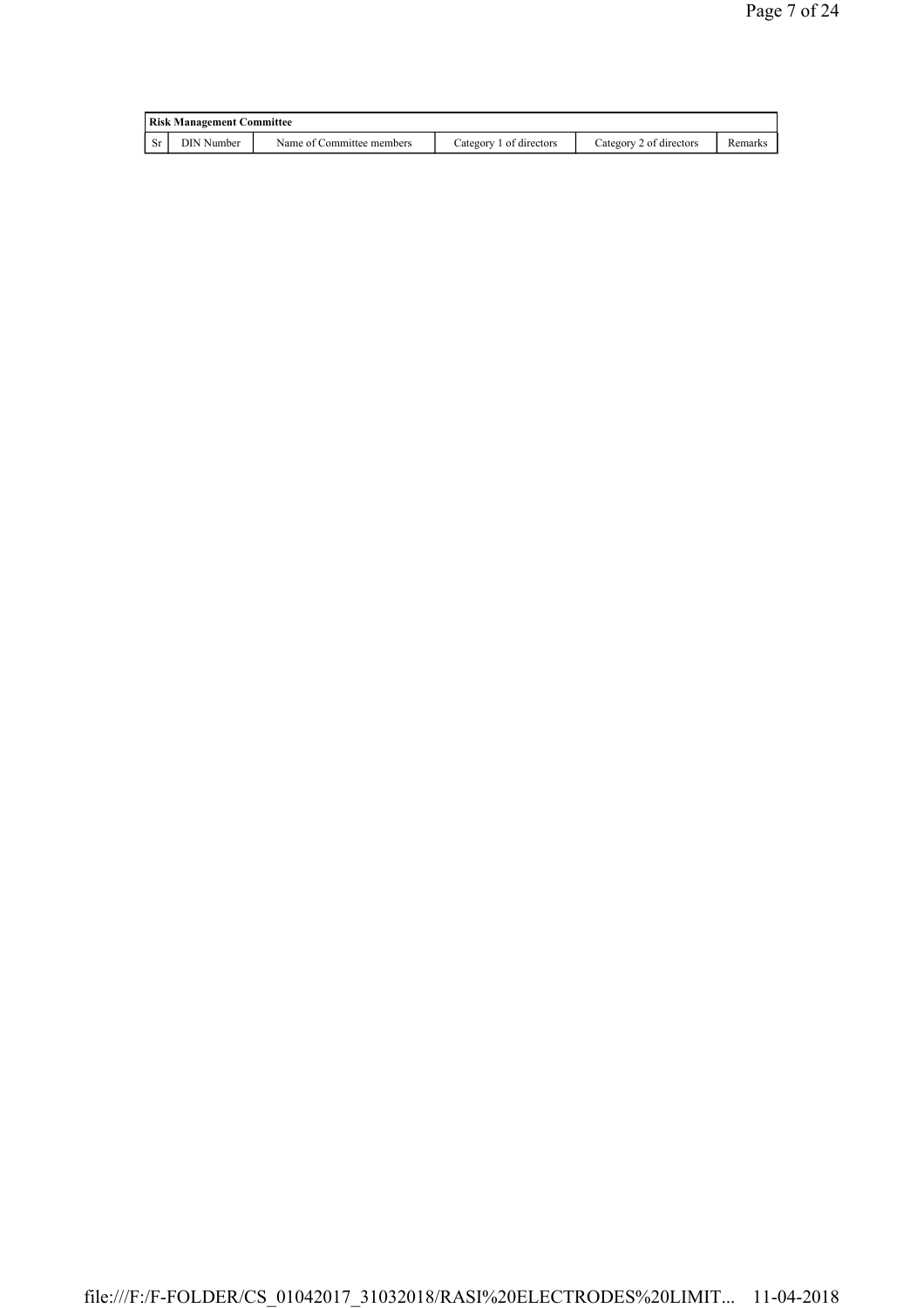| Risk Management Committee | | | | | |
|---|---|---|---|---|---|
| Sr | DIN Number | Name of Committee members | Category 1 of directors | Category 2 of directors | Remarks |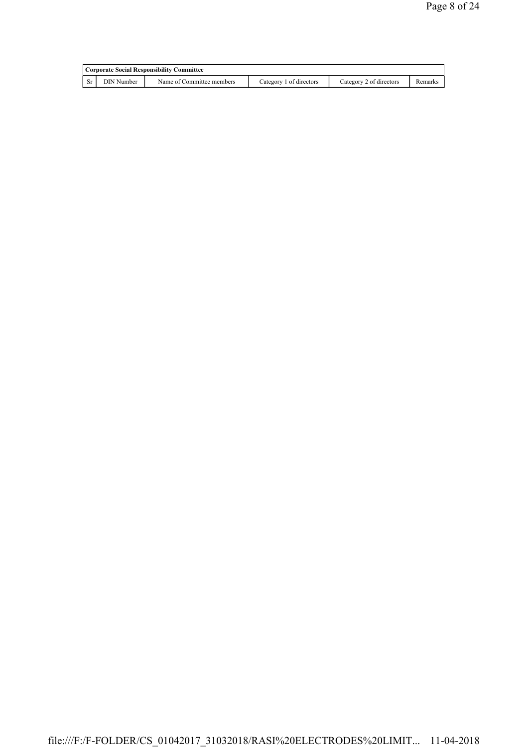| Corporate Social Responsibility Committee | | | | | |
|---|---|---|---|---|---|
| Sr | DIN Number | Name of Committee members | Category 1 of directors | Category 2 of directors | Remarks |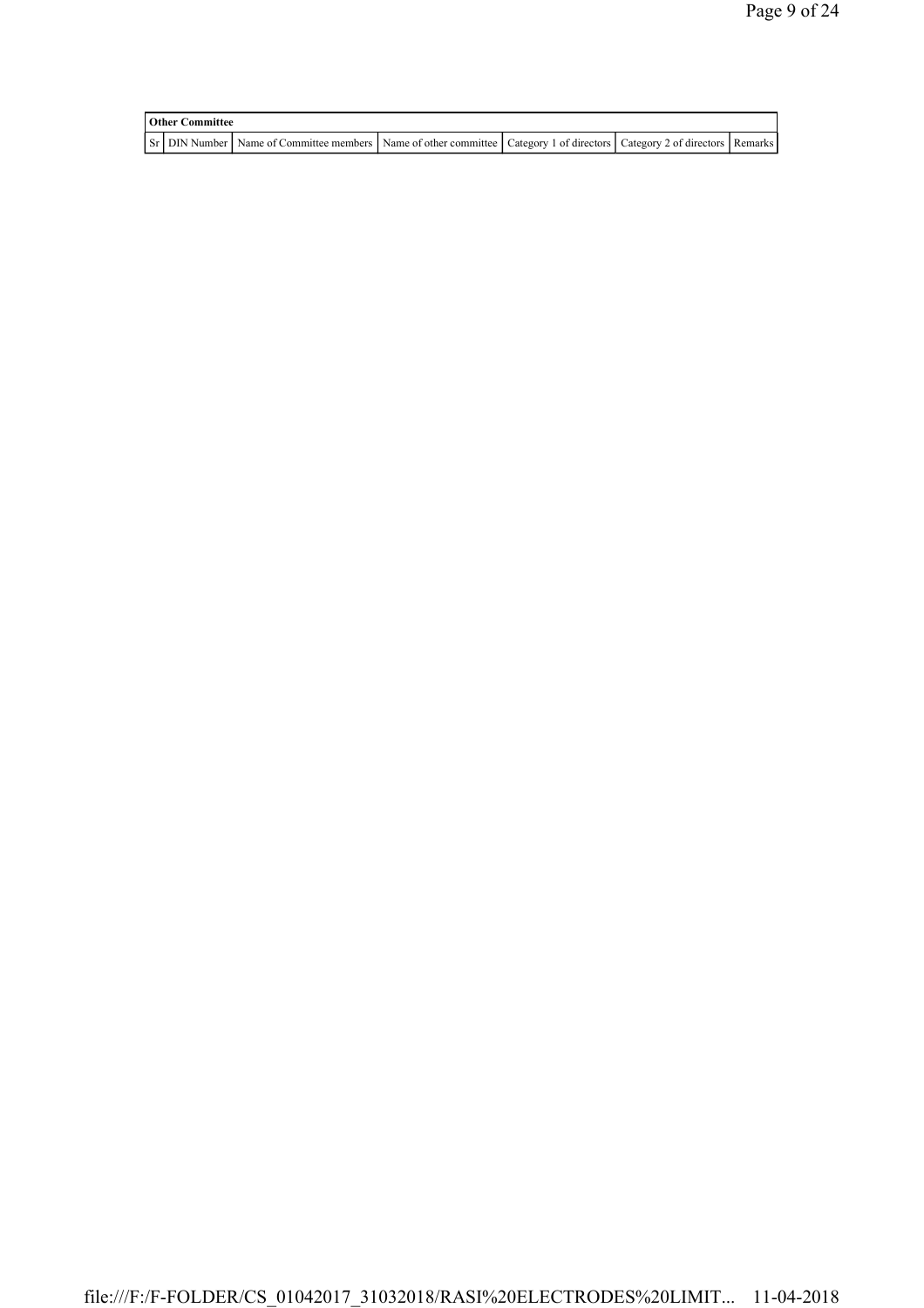| Other Committee | | | | | | |
|---|---|---|---|---|---|---|
| Sr | DIN Number | Name of Committee members | Name of other committee | Category 1 of directors | Category 2 of directors | Remarks |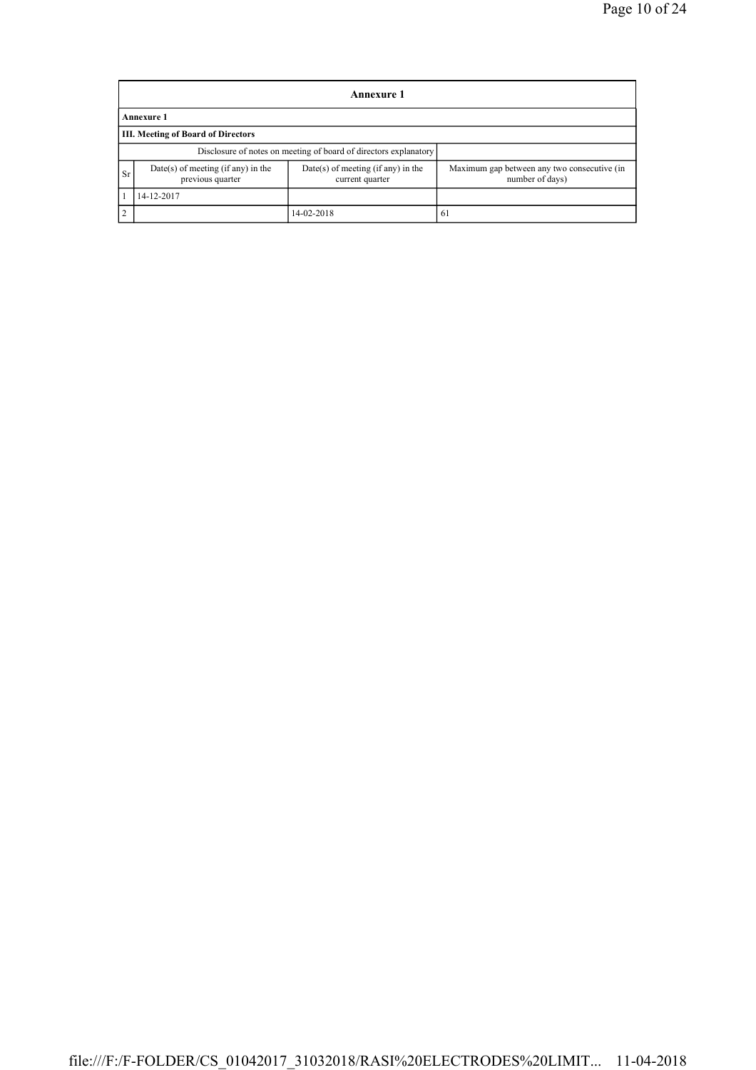# Annexure 1

**Annexure 1**

**III. Meeting of Board of Directors**

| Disclosure of notes on meeting of board of directors explanatory | | | |
|---|---|---|---|
| Sr | Date(s) of meeting (if any) in the previous quarter | Date(s) of meeting (if any) in the current quarter | Maximum gap between any two consecutive (in number of days) |
| 1 | 14-12-2017 | | |
| 2 | | 14-02-2018 | 61 |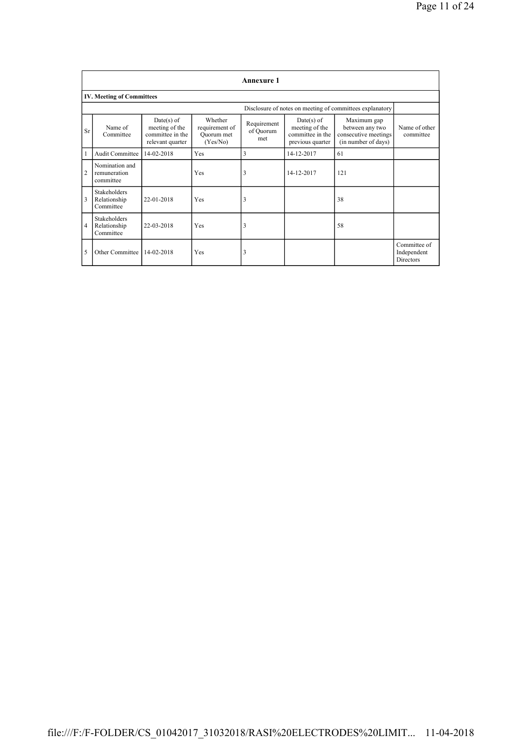## Annexure 1

### IV. Meeting of Committees

Disclosure of notes on meeting of committees explanatory

| Sr | Name of Committee | Date(s) of meeting of the committee in the relevant quarter | Whether requirement of Quorum met (Yes/No) | Requirement of Quorum met | Date(s) of meeting of the committee in the previous quarter | Maximum gap between any two consecutive meetings (in number of days) | Name of other committee |
|---|---|---|---|---|---|---|---|
| 1 | Audit Committee | 14-02-2018 | Yes | 3 | 14-12-2017 | 61 | |
| 2 | Nomination and remuneration committee | | Yes | 3 | 14-12-2017 | 121 | |
| 3 | Stakeholders Relationship Committee | 22-01-2018 | Yes | 3 | | 38 | |
| 4 | Stakeholders Relationship Committee | 22-03-2018 | Yes | 3 | | 58 | |
| 5 | Other Committee | 14-02-2018 | Yes | 3 | | | Committee of Independent Directors |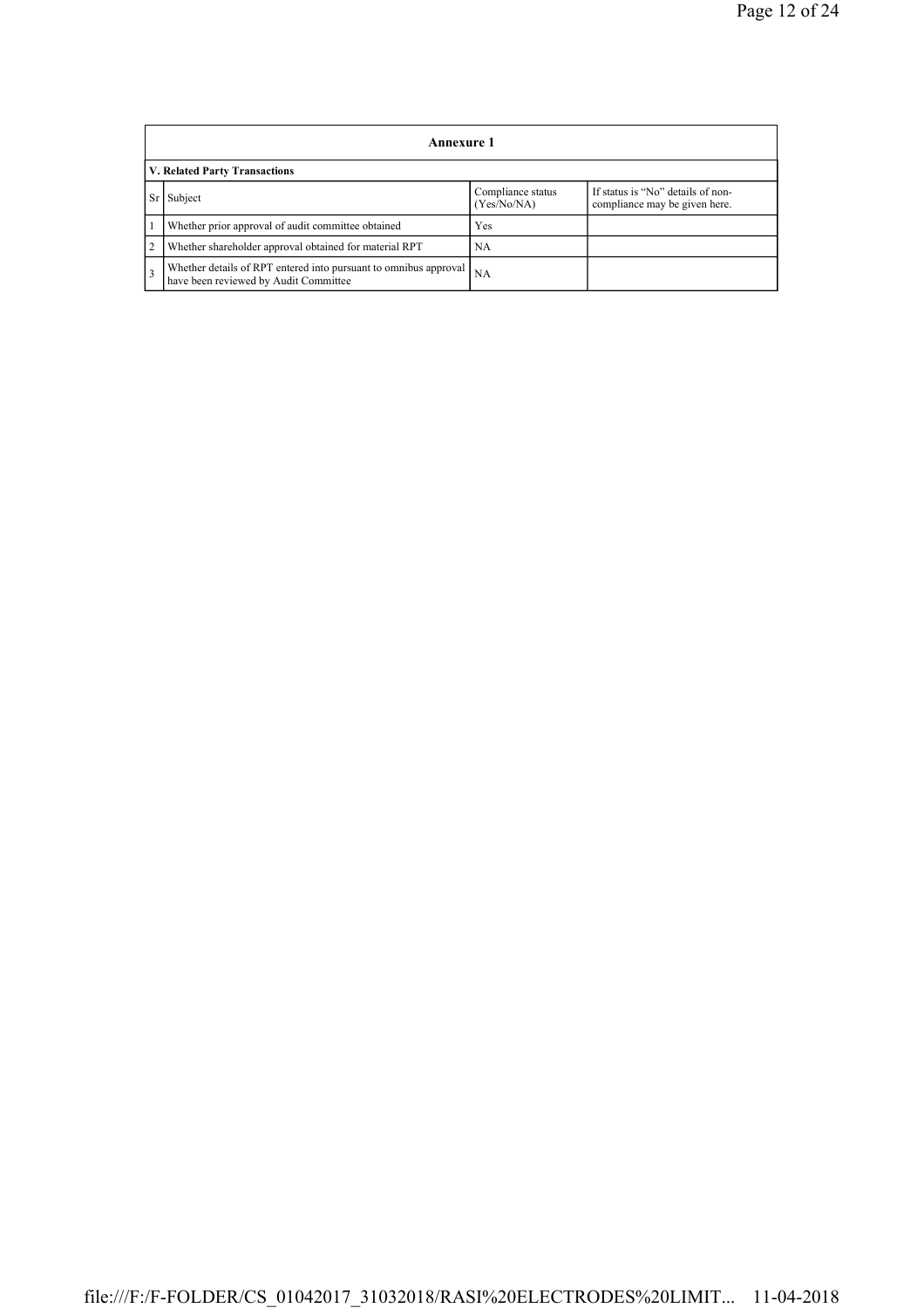| Annexure 1 | | | |
|---|---|---|---|
| **V. Related Party Transactions** | | | |
| Sr | Subject | Compliance status (Yes/No/NA) | If status is “No” details of non-compliance may be given here. |
| 1 | Whether prior approval of audit committee obtained | Yes | |
| 2 | Whether shareholder approval obtained for material RPT | NA | |
| 3 | Whether details of RPT entered into pursuant to omnibus approval have been reviewed by Audit Committee | NA | |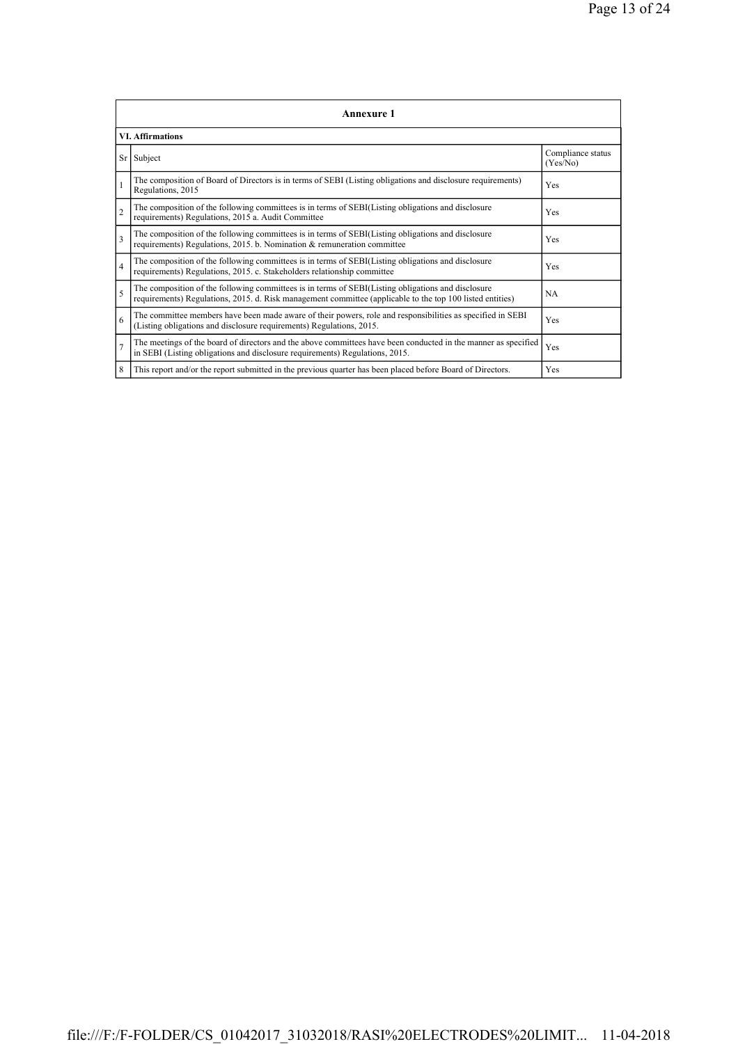## Annexure 1

### VI. Affirmations

| Sr | Subject | Compliance status (Yes/No) |
|---|---|---|
| 1 | The composition of Board of Directors is in terms of SEBI (Listing obligations and disclosure requirements) Regulations, 2015 | Yes |
| 2 | The composition of the following committees is in terms of SEBI(Listing obligations and disclosure requirements) Regulations, 2015 a. Audit Committee | Yes |
| 3 | The composition of the following committees is in terms of SEBI(Listing obligations and disclosure requirements) Regulations, 2015. b. Nomination & remuneration committee | Yes |
| 4 | The composition of the following committees is in terms of SEBI(Listing obligations and disclosure requirements) Regulations, 2015. c. Stakeholders relationship committee | Yes |
| 5 | The composition of the following committees is in terms of SEBI(Listing obligations and disclosure requirements) Regulations, 2015. d. Risk management committee (applicable to the top 100 listed entities) | NA |
| 6 | The committee members have been made aware of their powers, role and responsibilities as specified in SEBI (Listing obligations and disclosure requirements) Regulations, 2015. | Yes |
| 7 | The meetings of the board of directors and the above committees have been conducted in the manner as specified in SEBI (Listing obligations and disclosure requirements) Regulations, 2015. | Yes |
| 8 | This report and/or the report submitted in the previous quarter has been placed before Board of Directors. | Yes |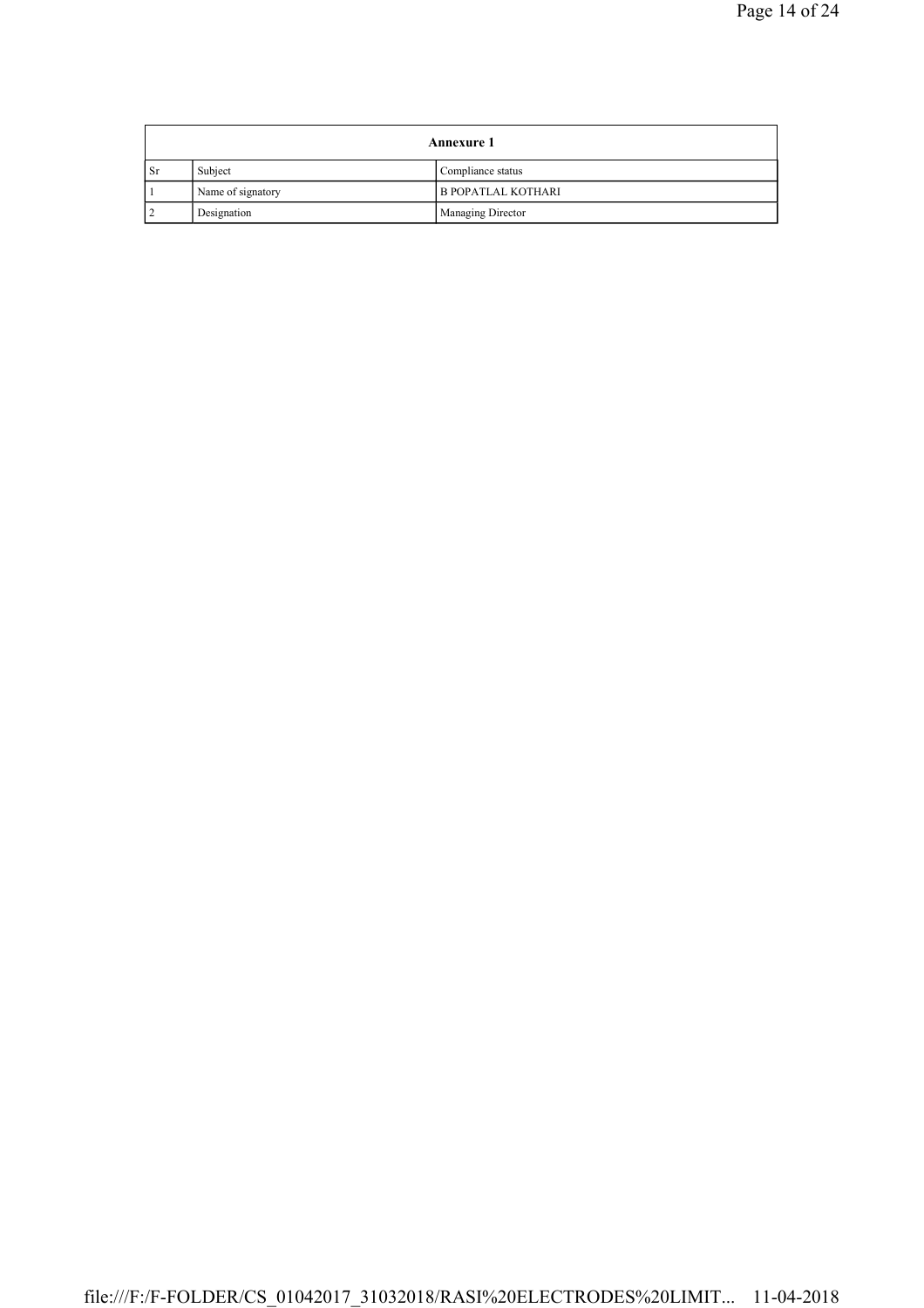| Annexure 1 | | |
|---|---|---|
| Sr | Subject | Compliance status |
| 1 | Name of signatory | B POPATLAL KOTHARI |
| 2 | Designation | Managing Director |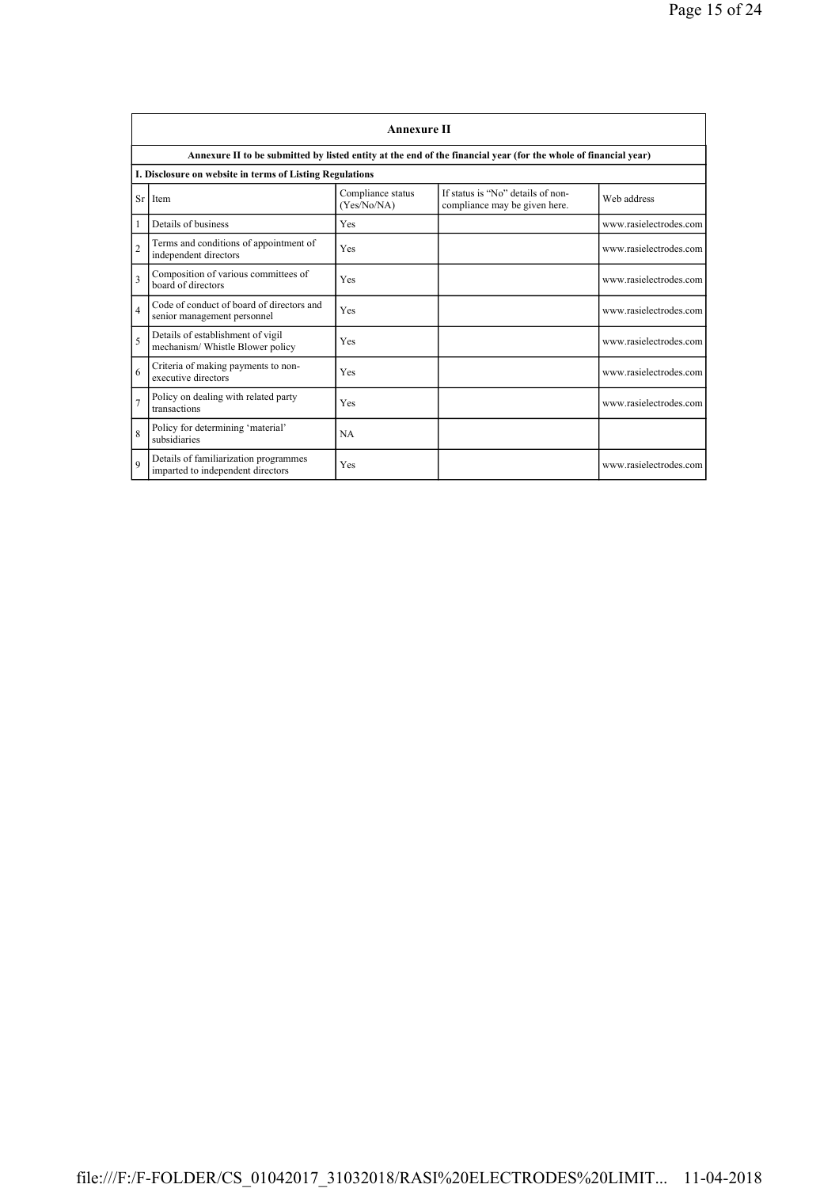## Annexure II

**Annexure II to be submitted by listed entity at the end of the financial year (for the whole of financial year)**

**I. Disclosure on website in terms of Listing Regulations**

| Sr | Item | Compliance status (Yes/No/NA) | If status is "No" details of non-compliance may be given here. | Web address |
|---|---|---|---|---|
| 1 | Details of business | Yes | | www.rasielectrodes.com |
| 2 | Terms and conditions of appointment of independent directors | Yes | | www.rasielectrodes.com |
| 3 | Composition of various committees of board of directors | Yes | | www.rasielectrodes.com |
| 4 | Code of conduct of board of directors and senior management personnel | Yes | | www.rasielectrodes.com |
| 5 | Details of establishment of vigil mechanism/ Whistle Blower policy | Yes | | www.rasielectrodes.com |
| 6 | Criteria of making payments to non-executive directors | Yes | | www.rasielectrodes.com |
| 7 | Policy on dealing with related party transactions | Yes | | www.rasielectrodes.com |
| 8 | Policy for determining 'material' subsidiaries | NA | | |
| 9 | Details of familiarization programmes imparted to independent directors | Yes | | www.rasielectrodes.com |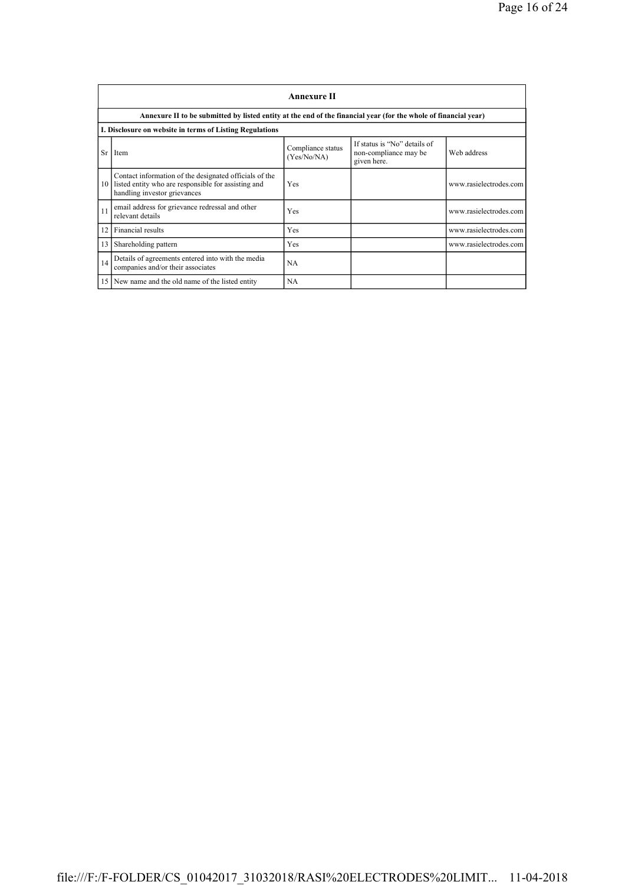| Annexure II | | | | |
|---|---|---|---|---|
| Annexure II to be submitted by listed entity at the end of the financial year (for the whole of financial year) | | | | |
| I. Disclosure on website in terms of Listing Regulations | | | | |
| Sr | Item | Compliance status (Yes/No/NA) | If status is "No" details of non-compliance may be given here. | Web address |
| 10 | Contact information of the designated officials of the listed entity who are responsible for assisting and handling investor grievances | Yes | | www.rasielectrodes.com |
| 11 | email address for grievance redressal and other relevant details | Yes | | www.rasielectrodes.com |
| 12 | Financial results | Yes | | www.rasielectrodes.com |
| 13 | Shareholding pattern | Yes | | www.rasielectrodes.com |
| 14 | Details of agreements entered into with the media companies and/or their associates | NA | | |
| 15 | New name and the old name of the listed entity | NA | | |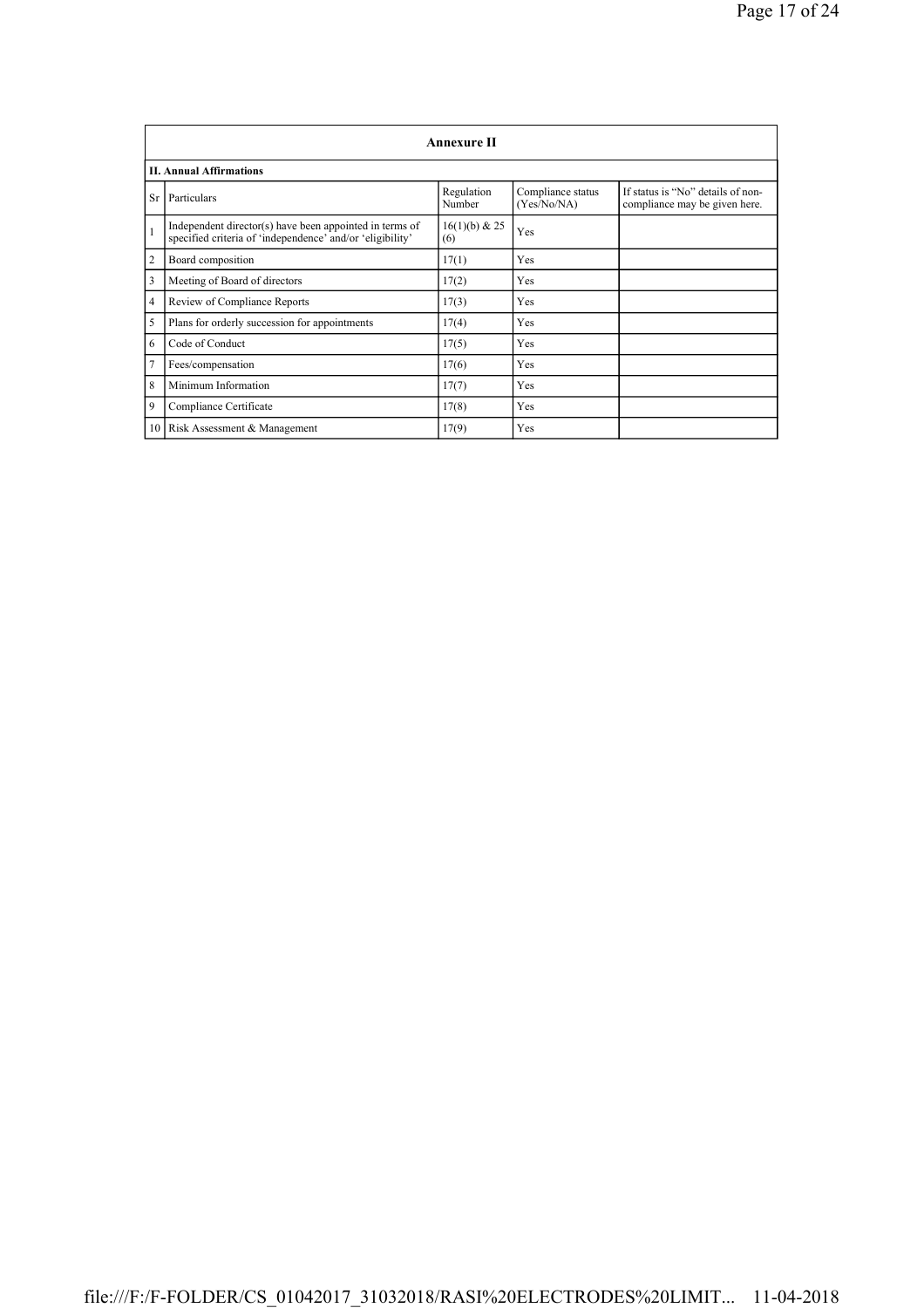## Annexure II

### II. Annual Affirmations

| Sr | Particulars | Regulation Number | Compliance status (Yes/No/NA) | If status is "No" details of non-compliance may be given here. |
|---|---|---|---|---|
| 1 | Independent director(s) have been appointed in terms of specified criteria of 'independence' and/or 'eligibility' | 16(1)(b) & 25 (6) | Yes | |
| 2 | Board composition | 17(1) | Yes | |
| 3 | Meeting of Board of directors | 17(2) | Yes | |
| 4 | Review of Compliance Reports | 17(3) | Yes | |
| 5 | Plans for orderly succession for appointments | 17(4) | Yes | |
| 6 | Code of Conduct | 17(5) | Yes | |
| 7 | Fees/compensation | 17(6) | Yes | |
| 8 | Minimum Information | 17(7) | Yes | |
| 9 | Compliance Certificate | 17(8) | Yes | |
| 10 | Risk Assessment & Management | 17(9) | Yes | |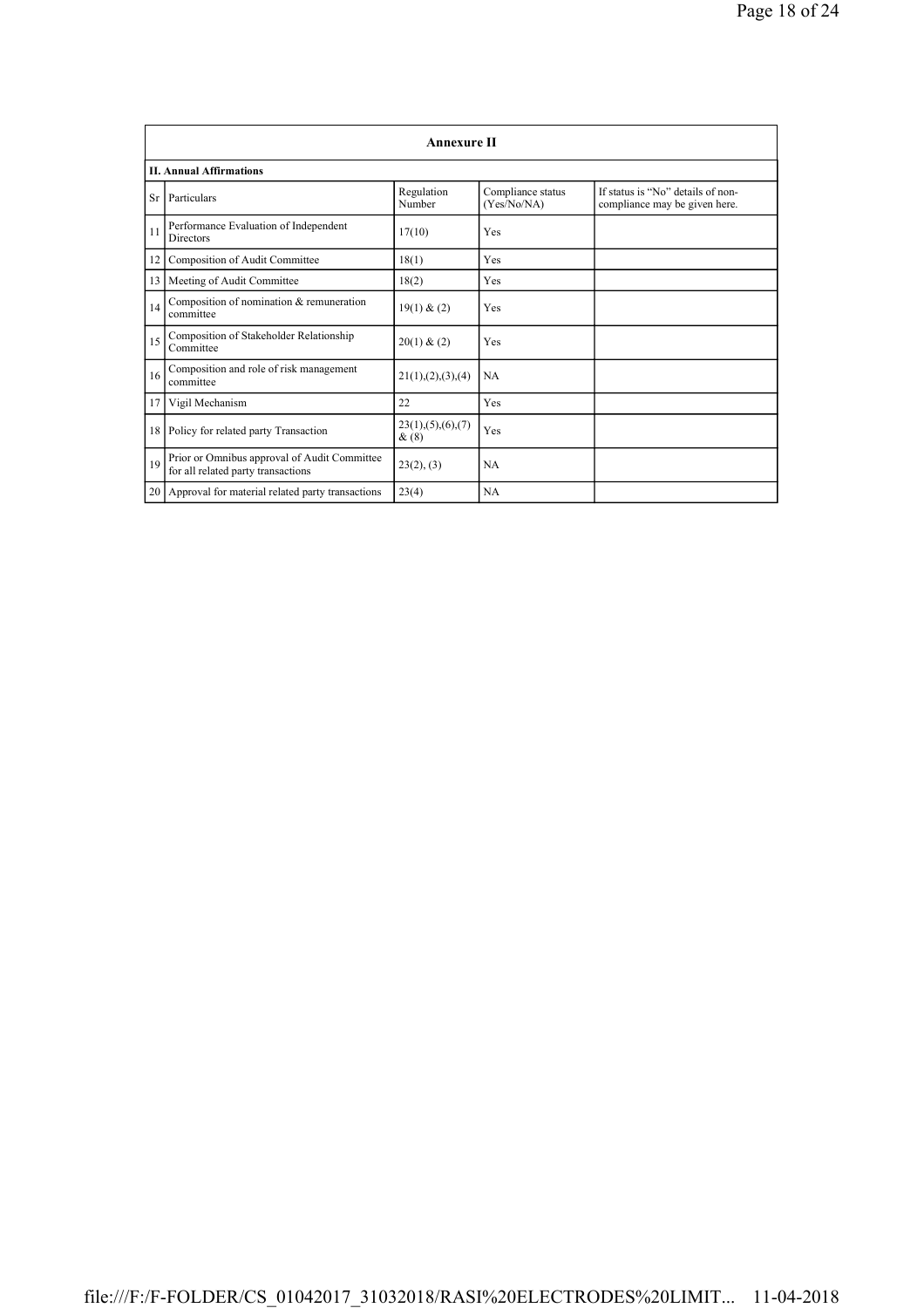| Annexure II | | | | |
|---|---|---|---|---|
| **II. Annual Affirmations** | | | | |
| Sr | Particulars | Regulation Number | Compliance status (Yes/No/NA) | If status is "No" details of non-compliance may be given here. |
| 11 | Performance Evaluation of Independent Directors | 17(10) | Yes | |
| 12 | Composition of Audit Committee | 18(1) | Yes | |
| 13 | Meeting of Audit Committee | 18(2) | Yes | |
| 14 | Composition of nomination & remuneration committee | 19(1) & (2) | Yes | |
| 15 | Composition of Stakeholder Relationship Committee | 20(1) & (2) | Yes | |
| 16 | Composition and role of risk management committee | 21(1),(2),(3),(4) | NA | |
| 17 | Vigil Mechanism | 22 | Yes | |
| 18 | Policy for related party Transaction | 23(1),(5),(6),(7) & (8) | Yes | |
| 19 | Prior or Omnibus approval of Audit Committee for all related party transactions | 23(2), (3) | NA | |
| 20 | Approval for material related party transactions | 23(4) | NA | |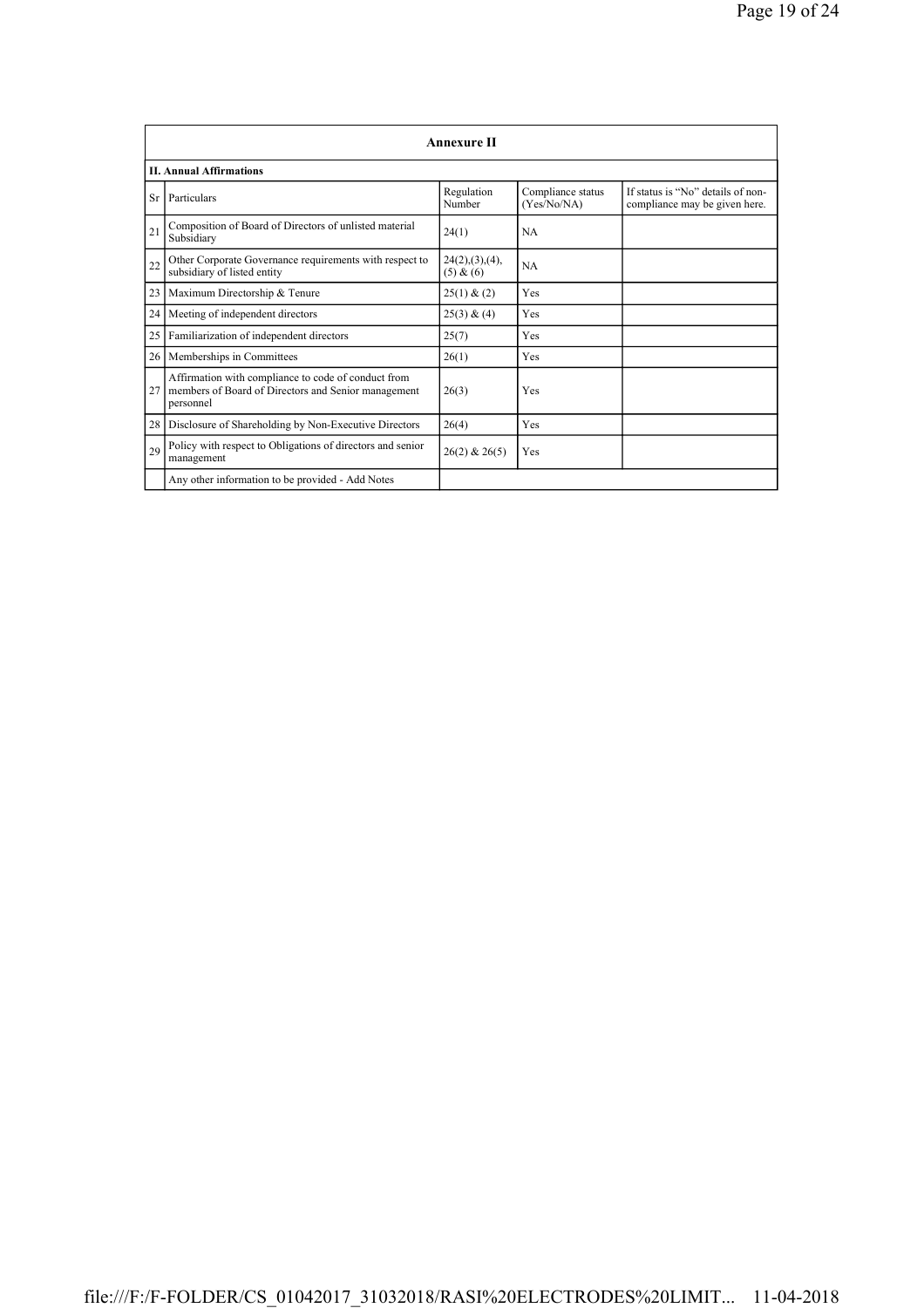| Annexure II | | | | |
|---|---|---|---|---|
| **II. Annual Affirmations** | | | | |
| Sr | Particulars | Regulation Number | Compliance status (Yes/No/NA) | If status is "No" details of non-compliance may be given here. |
| 21 | Composition of Board of Directors of unlisted material Subsidiary | 24(1) | NA | |
| 22 | Other Corporate Governance requirements with respect to subsidiary of listed entity | 24(2),(3),(4), (5) & (6) | NA | |
| 23 | Maximum Directorship & Tenure | 25(1) & (2) | Yes | |
| 24 | Meeting of independent directors | 25(3) & (4) | Yes | |
| 25 | Familiarization of independent directors | 25(7) | Yes | |
| 26 | Memberships in Committees | 26(1) | Yes | |
| 27 | Affirmation with compliance to code of conduct from members of Board of Directors and Senior management personnel | 26(3) | Yes | |
| 28 | Disclosure of Shareholding by Non-Executive Directors | 26(4) | Yes | |
| 29 | Policy with respect to Obligations of directors and senior management | 26(2) & 26(5) | Yes | |
| | Any other information to be provided - Add Notes | | | |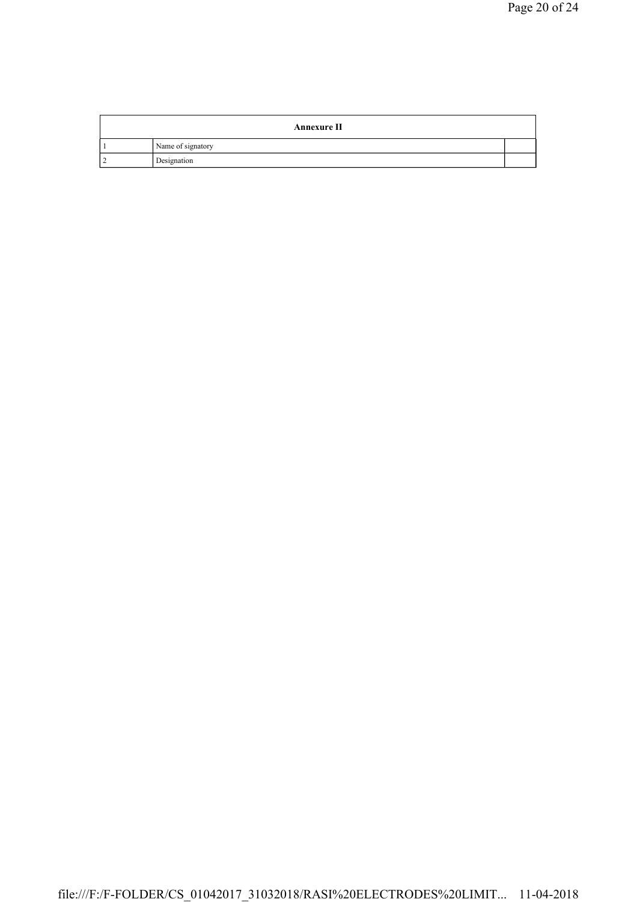| Annexure II | | |
|---|---|---|
| 1 | Name of signatory | |
| 2 | Designation | |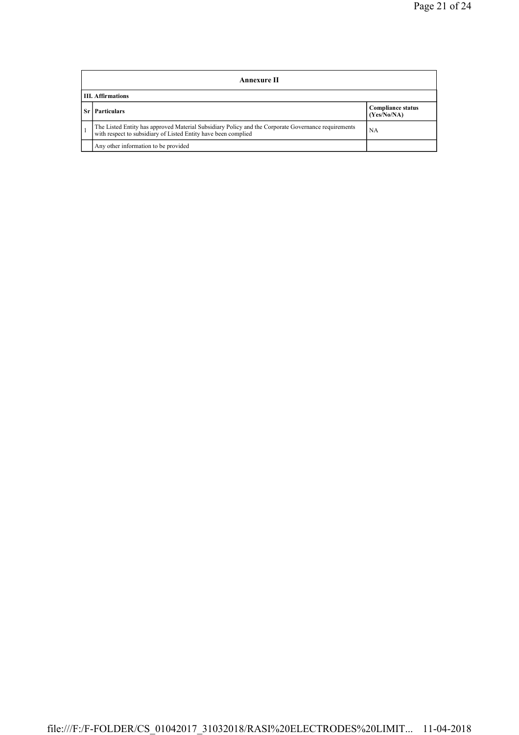| Annexure II | | |
|---|---|---|
| **III. Affirmations** | | |
| **Sr** | **Particulars** | **Compliance status (Yes/No/NA)** |
| 1 | The Listed Entity has approved Material Subsidiary Policy and the Corporate Governance requirements with respect to subsidiary of Listed Entity have been complied | NA |
| | Any other information to be provided | |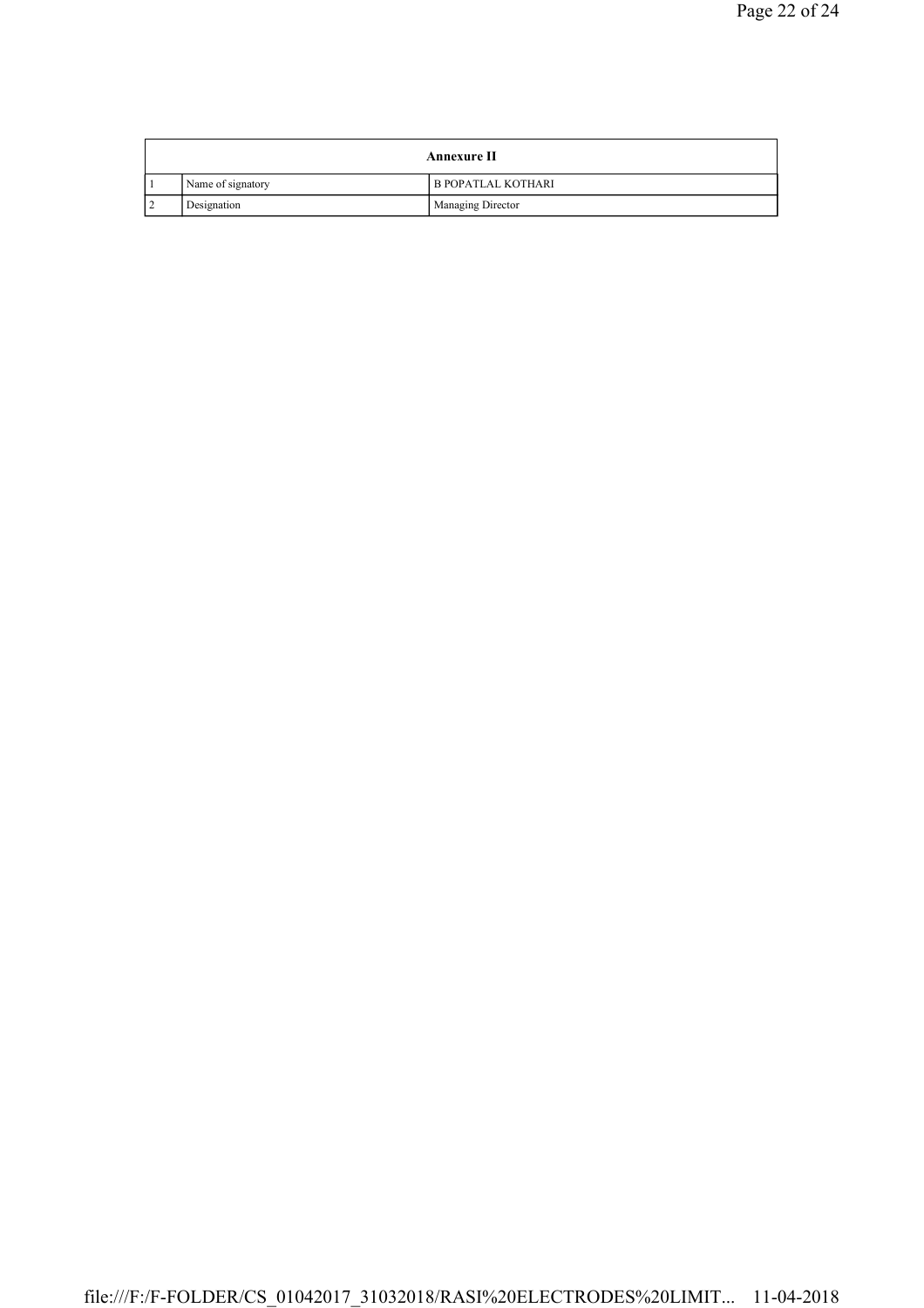| Annexure II | | |
|---|---|---|
| 1 | Name of signatory | B POPATLAL KOTHARI |
| 2 | Designation | Managing Director |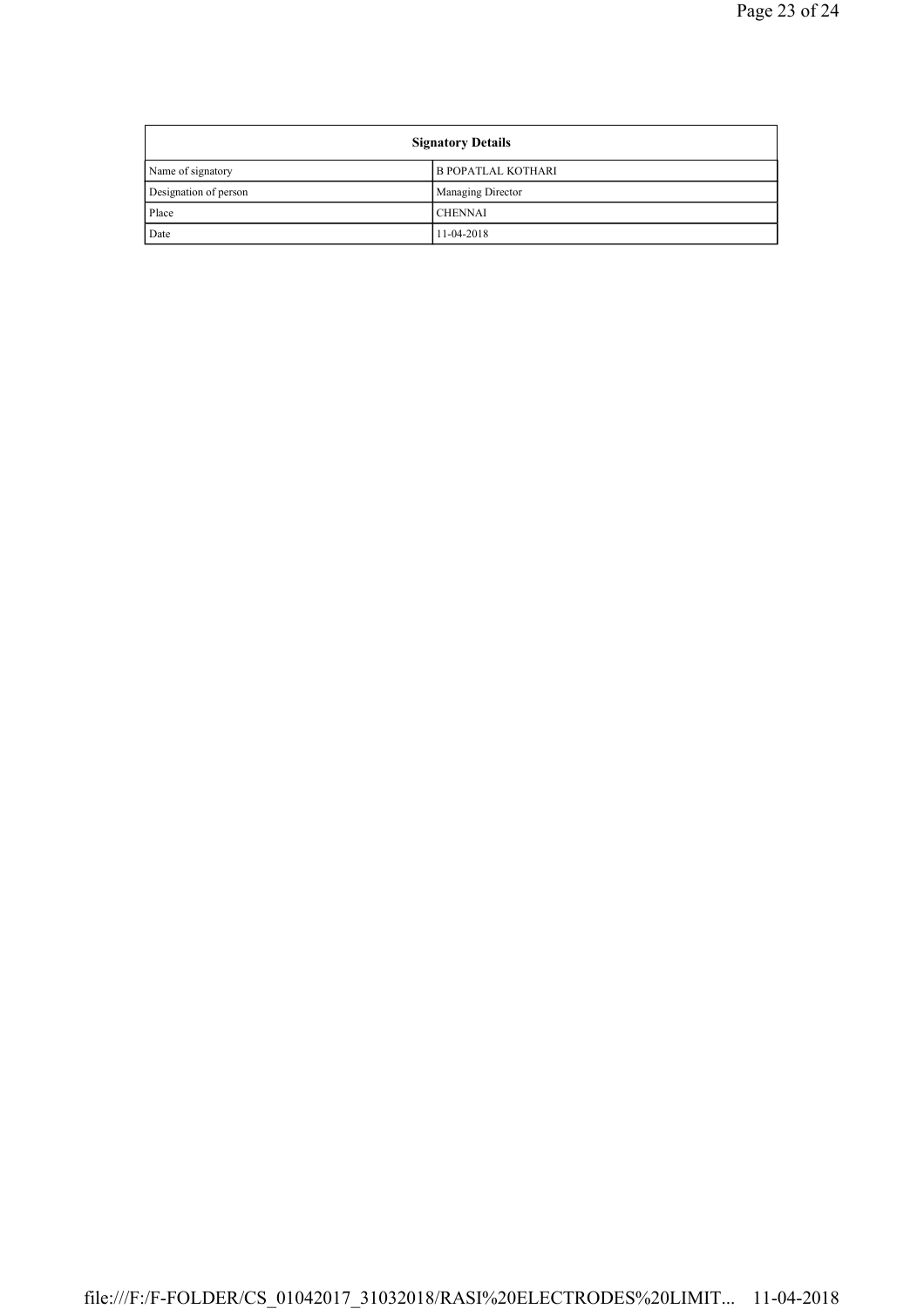| Signatory Details | |
|---|---|
| Name of signatory | B POPATLAL KOTHARI |
| Designation of person | Managing Director |
| Place | CHENNAI |
| Date | 11-04-2018 |